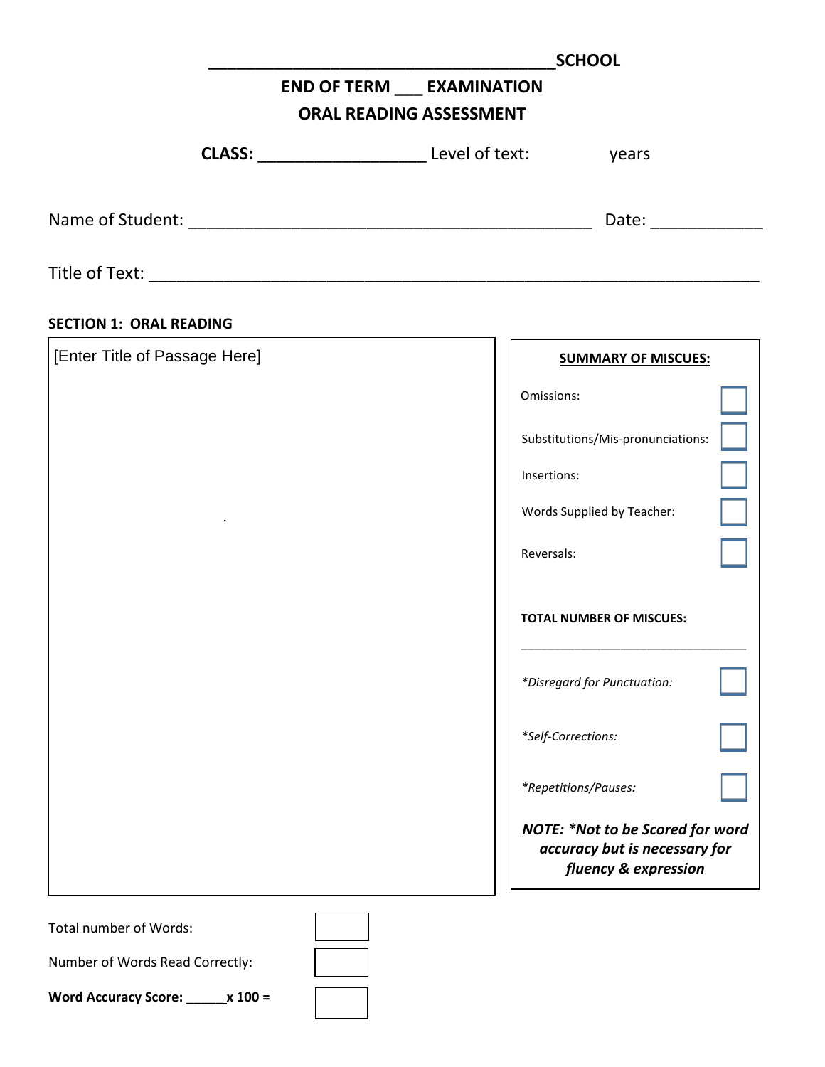**_______________________________________SCHOOL**

**END OF TERM ___ EXAMINATION**

**ORAL READING ASSESSMENT**

**CLASS: ___________________** Level of text: years

Name of Student: _____________________________________________ Date: ____________

Title of Text: ____________________________________________________________________

**SECTION 1: ORAL READING**

[Enter Title of Passage Here]

**SUMMARY OF MISCUES:**

| | |
|---|---|
| Omissions: | |
| Substitutions/Mis-pronunciations: | |
| Insertions: | |
| Words Supplied by Teacher: | |
| Reversals: | |

**TOTAL NUMBER OF MISCUES:**

_________________________________

| | |
|---|---|
| *\*Disregard for Punctuation:* | |
| *\*Self-Corrections:* | |
| *\*Repetitions/Pauses:* | |

***NOTE: \*Not to be Scored for word accuracy but is necessary for fluency & expression***

| | |
|---|---|
| Total number of Words: | |
| Number of Words Read Correctly: | |
| **Word Accuracy Score: ______x 100 =** | |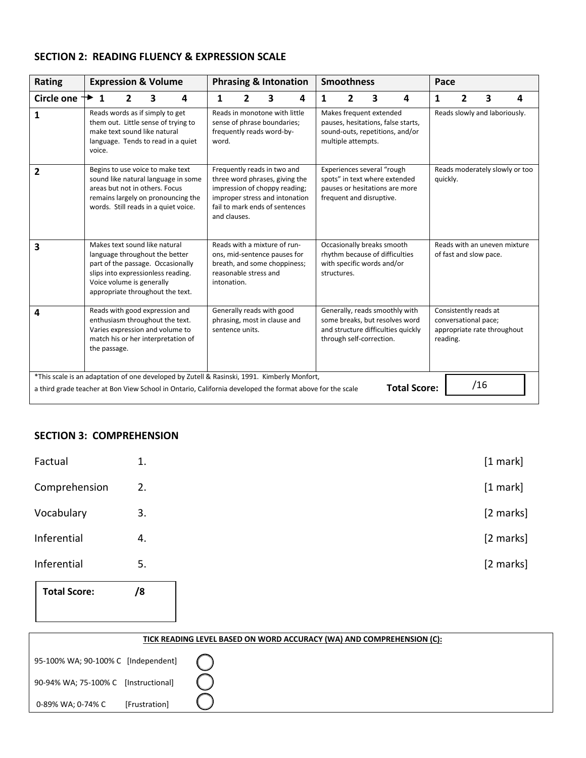## SECTION 2: READING FLUENCY & EXPRESSION SCALE

| Rating | Expression & Volume | Phrasing & Intonation | Smoothness | Pace |
|---|---|---|---|---|
| Circle one → | 1 2 3 4 | 1 2 3 4 | 1 2 3 4 | 1 2 3 4 |
| **1** | Reads words as if simply to get them out. Little sense of trying to make text sound like natural language. Tends to read in a quiet voice. | Reads in monotone with little sense of phrase boundaries; frequently reads word-by-word. | Makes frequent extended pauses, hesitations, false starts, sound-outs, repetitions, and/or multiple attempts. | Reads slowly and laboriously. |
| **2** | Begins to use voice to make text sound like natural language in some areas but not in others. Focus remains largely on pronouncing the words. Still reads in a quiet voice. | Frequently reads in two and three word phrases, giving the impression of choppy reading; improper stress and intonation fail to mark ends of sentences and clauses. | Experiences several "rough spots" in text where extended pauses or hesitations are more frequent and disruptive. | Reads moderately slowly or too quickly. |
| **3** | Makes text sound like natural language throughout the better part of the passage. Occasionally slips into expressionless reading. Voice volume is generally appropriate throughout the text. | Reads with a mixture of run-ons, mid-sentence pauses for breath, and some choppiness; reasonable stress and intonation. | Occasionally breaks smooth rhythm because of difficulties with specific words and/or structures. | Reads with an uneven mixture of fast and slow pace. |
| **4** | Reads with good expression and enthusiasm throughout the text. Varies expression and volume to match his or her interpretation of the passage. | Generally reads with good phrasing, most in clause and sentence units. | Generally, reads smoothly with some breaks, but resolves word and structure difficulties quickly through self-correction. | Consistently reads at conversational pace; appropriate rate throughout reading. |

*This scale is an adaptation of one developed by Zutell & Rasinski, 1991. Kimberly Monfort, a third grade teacher at Bon View School in Ontario, California developed the format above for the scale

**Total Score:** /16

## SECTION 3: COMPREHENSION

| | | |
|---|---|---|
| Factual | 1. | [1 mark] |
| Comprehension | 2. | [1 mark] |
| Vocabulary | 3. | [2 marks] |
| Inferential | 4. | [2 marks] |
| Inferential | 5. | [2 marks] |

**Total Score: /8**

**TICK READING LEVEL BASED ON WORD ACCURACY (WA) AND COMPREHENSION (C):**

| | | |
|---|---|---|
| 95-100% WA; 90-100% C | [Independent] | ◯ |
| 90-94% WA; 75-100% C | [Instructional] | ◯ |
| 0-89% WA; 0-74% C | [Frustration] | ◯ |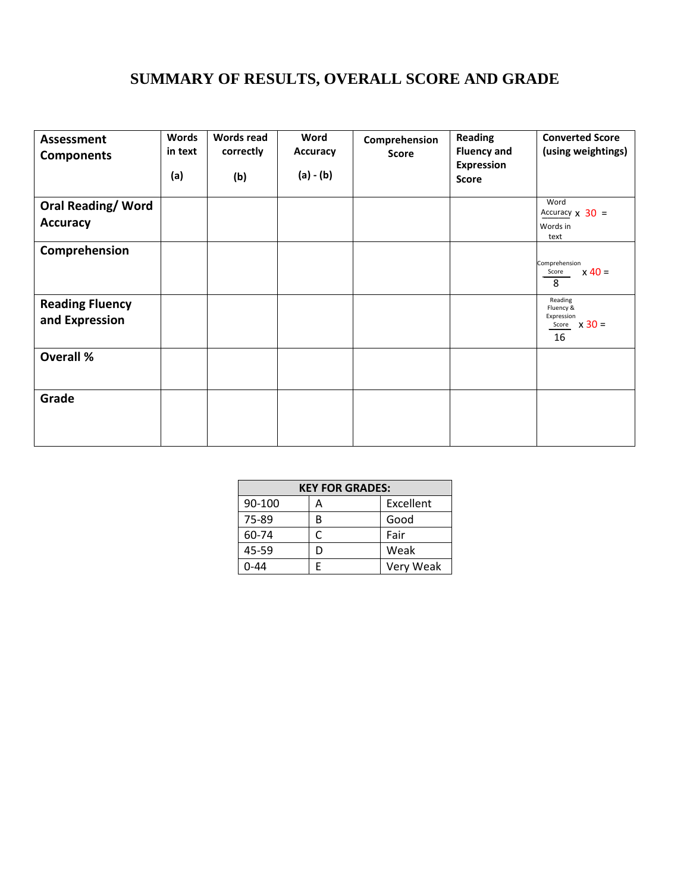# SUMMARY OF RESULTS, OVERALL SCORE AND GRADE

| Assessment Components | Words in text (a) | Words read correctly (b) | Word Accuracy (a) - (b) | Comprehension Score | Reading Fluency and Expression Score | Converted Score (using weightings) |
|---|---|---|---|---|---|---|
| Oral Reading/ Word Accuracy | | | | | | $\frac{\text{Word Accuracy}}{\text{Words in text}} \times 30 =$ |
| Comprehension | | | | | | $\frac{\text{Comprehension Score}}{8} \times 40 =$ |
| Reading Fluency and Expression | | | | | | $\frac{\text{Reading Fluency \& Expression Score}}{16} \times 30 =$ |
| Overall % | | | | | | |
| Grade | | | | | | |

| KEY FOR GRADES: | | |
|---|---|---|
| 90-100 | A | Excellent |
| 75-89 | B | Good |
| 60-74 | C | Fair |
| 45-59 | D | Weak |
| 0-44 | E | Very Weak |